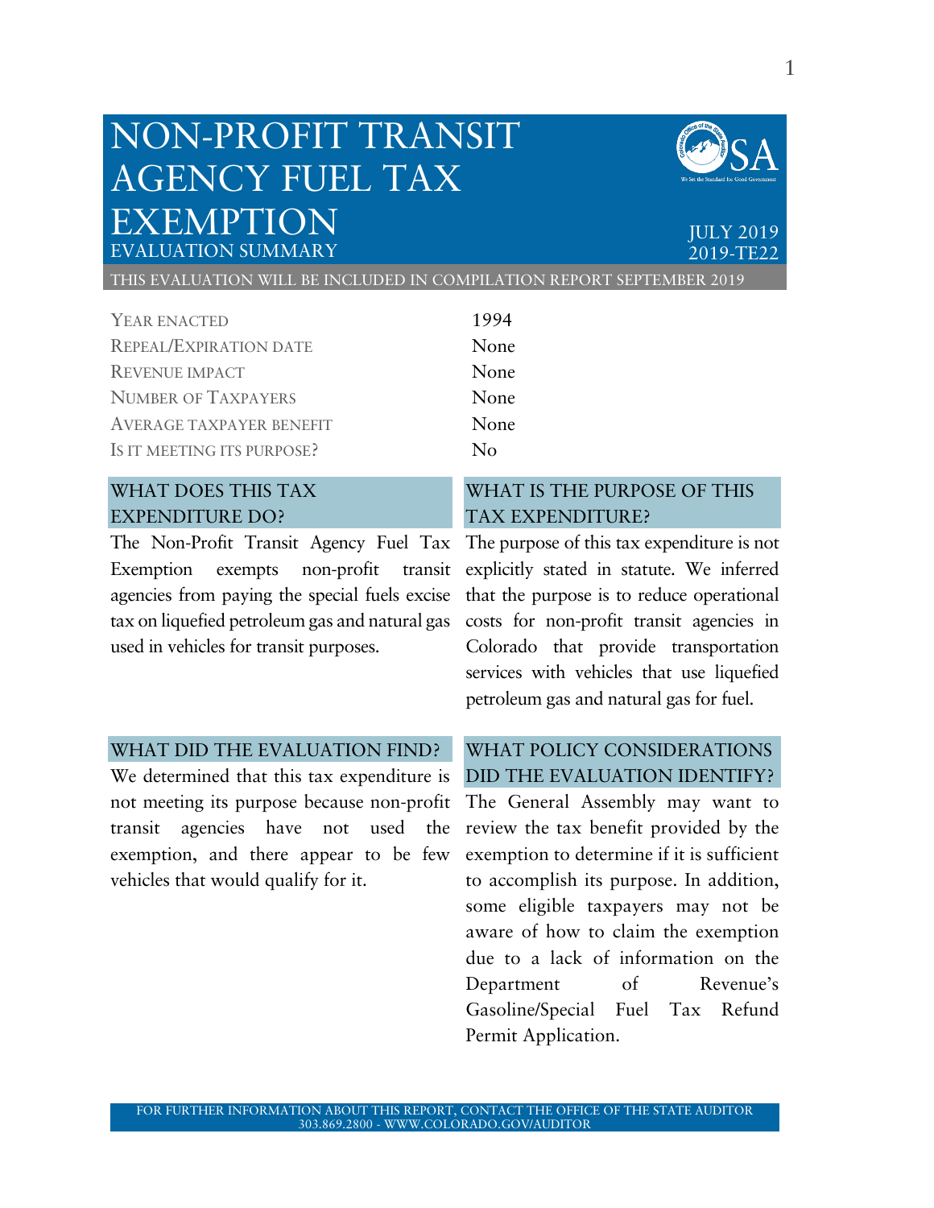# NON-PROFIT TRANSIT AGENCY FUEL TAX EXEMPTION

EVALUATION SUMMARY

JULY 2019
2019-TE22

THIS EVALUATION WILL BE INCLUDED IN COMPILATION REPORT SEPTEMBER 2019

| | |
|---|---|
| YEAR ENACTED | 1994 |
| REPEAL/EXPIRATION DATE | None |
| REVENUE IMPACT | None |
| NUMBER OF TAXPAYERS | None |
| AVERAGE TAXPAYER BENEFIT | None |
| IS IT MEETING ITS PURPOSE? | No |

## WHAT DOES THIS TAX EXPENDITURE DO?

The Non-Profit Transit Agency Fuel Tax Exemption exempts non-profit transit agencies from paying the special fuels excise tax on liquefied petroleum gas and natural gas used in vehicles for transit purposes.

## WHAT IS THE PURPOSE OF THIS TAX EXPENDITURE?

The purpose of this tax expenditure is not explicitly stated in statute. We inferred that the purpose is to reduce operational costs for non-profit transit agencies in Colorado that provide transportation services with vehicles that use liquefied petroleum gas and natural gas for fuel.

## WHAT DID THE EVALUATION FIND?

We determined that this tax expenditure is not meeting its purpose because non-profit transit agencies have not used the exemption, and there appear to be few vehicles that would qualify for it.

## WHAT POLICY CONSIDERATIONS DID THE EVALUATION IDENTIFY?

The General Assembly may want to review the tax benefit provided by the exemption to determine if it is sufficient to accomplish its purpose. In addition, some eligible taxpayers may not be aware of how to claim the exemption due to a lack of information on the Department of Revenue's Gasoline/Special Fuel Tax Refund Permit Application.

FOR FURTHER INFORMATION ABOUT THIS REPORT, CONTACT THE OFFICE OF THE STATE AUDITOR
303.869.2800 - WWW.COLORADO.GOV/AUDITOR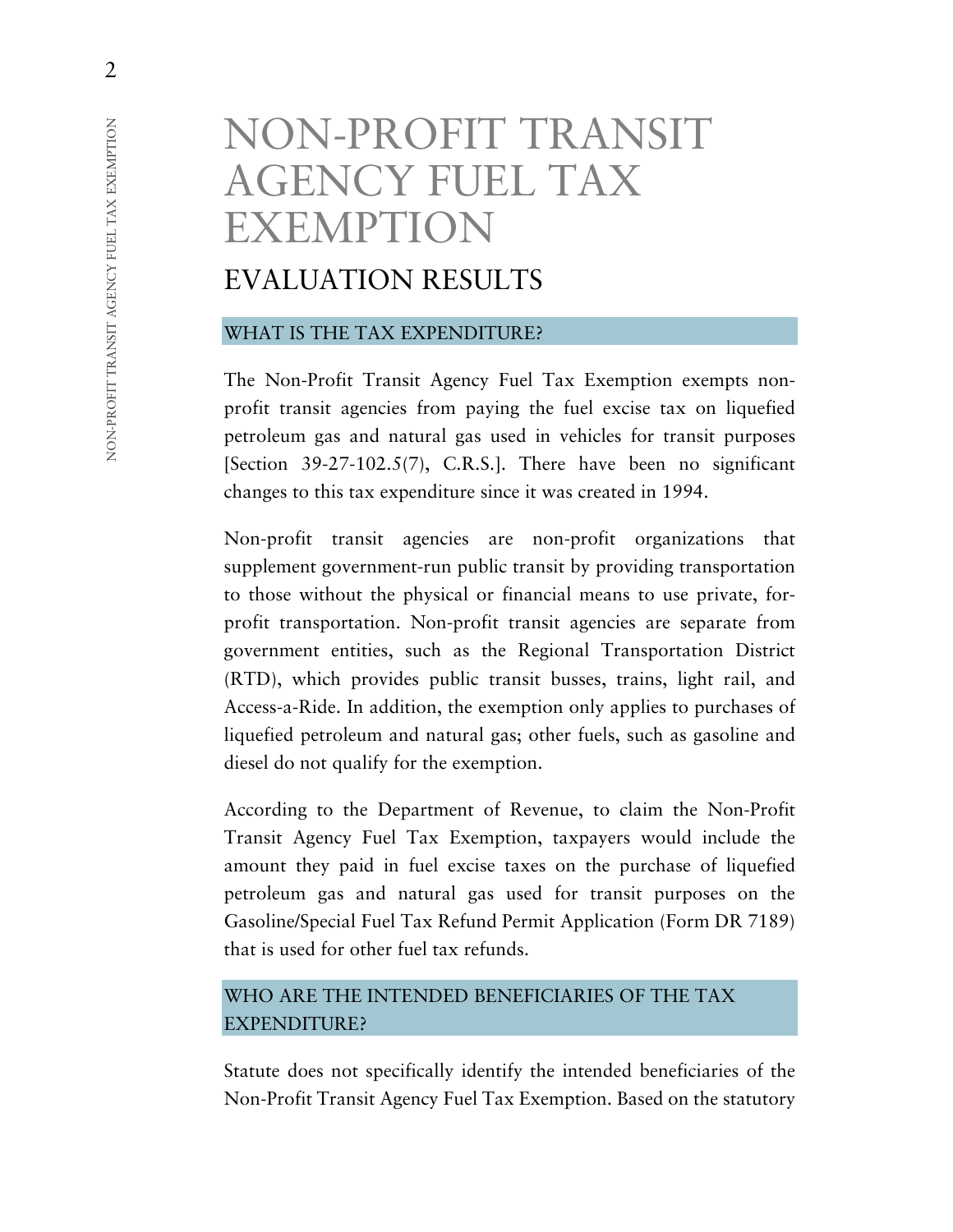# NON-PROFIT TRANSIT AGENCY FUEL TAX EXEMPTION

## EVALUATION RESULTS

### WHAT IS THE TAX EXPENDITURE?

The Non-Profit Transit Agency Fuel Tax Exemption exempts non-profit transit agencies from paying the fuel excise tax on liquefied petroleum gas and natural gas used in vehicles for transit purposes [Section 39-27-102.5(7), C.R.S.]. There have been no significant changes to this tax expenditure since it was created in 1994.

Non-profit transit agencies are non-profit organizations that supplement government-run public transit by providing transportation to those without the physical or financial means to use private, for-profit transportation. Non-profit transit agencies are separate from government entities, such as the Regional Transportation District (RTD), which provides public transit busses, trains, light rail, and Access-a-Ride. In addition, the exemption only applies to purchases of liquefied petroleum and natural gas; other fuels, such as gasoline and diesel do not qualify for the exemption.

According to the Department of Revenue, to claim the Non-Profit Transit Agency Fuel Tax Exemption, taxpayers would include the amount they paid in fuel excise taxes on the purchase of liquefied petroleum gas and natural gas used for transit purposes on the Gasoline/Special Fuel Tax Refund Permit Application (Form DR 7189) that is used for other fuel tax refunds.

### WHO ARE THE INTENDED BENEFICIARIES OF THE TAX EXPENDITURE?

Statute does not specifically identify the intended beneficiaries of the Non-Profit Transit Agency Fuel Tax Exemption. Based on the statutory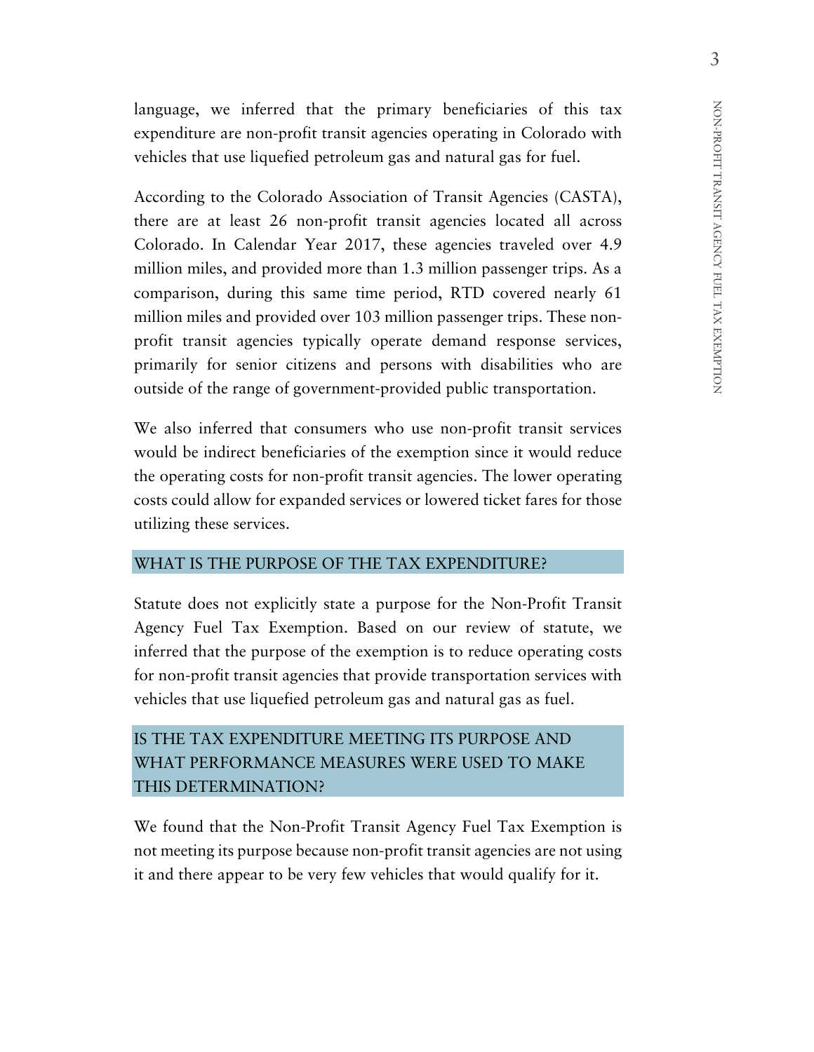language, we inferred that the primary beneficiaries of this tax expenditure are non-profit transit agencies operating in Colorado with vehicles that use liquefied petroleum gas and natural gas for fuel.

According to the Colorado Association of Transit Agencies (CASTA), there are at least 26 non-profit transit agencies located all across Colorado. In Calendar Year 2017, these agencies traveled over 4.9 million miles, and provided more than 1.3 million passenger trips. As a comparison, during this same time period, RTD covered nearly 61 million miles and provided over 103 million passenger trips. These non-profit transit agencies typically operate demand response services, primarily for senior citizens and persons with disabilities who are outside of the range of government-provided public transportation.

We also inferred that consumers who use non-profit transit services would be indirect beneficiaries of the exemption since it would reduce the operating costs for non-profit transit agencies. The lower operating costs could allow for expanded services or lowered ticket fares for those utilizing these services.

## WHAT IS THE PURPOSE OF THE TAX EXPENDITURE?

Statute does not explicitly state a purpose for the Non-Profit Transit Agency Fuel Tax Exemption. Based on our review of statute, we inferred that the purpose of the exemption is to reduce operating costs for non-profit transit agencies that provide transportation services with vehicles that use liquefied petroleum gas and natural gas as fuel.

## IS THE TAX EXPENDITURE MEETING ITS PURPOSE AND WHAT PERFORMANCE MEASURES WERE USED TO MAKE THIS DETERMINATION?

We found that the Non-Profit Transit Agency Fuel Tax Exemption is not meeting its purpose because non-profit transit agencies are not using it and there appear to be very few vehicles that would qualify for it.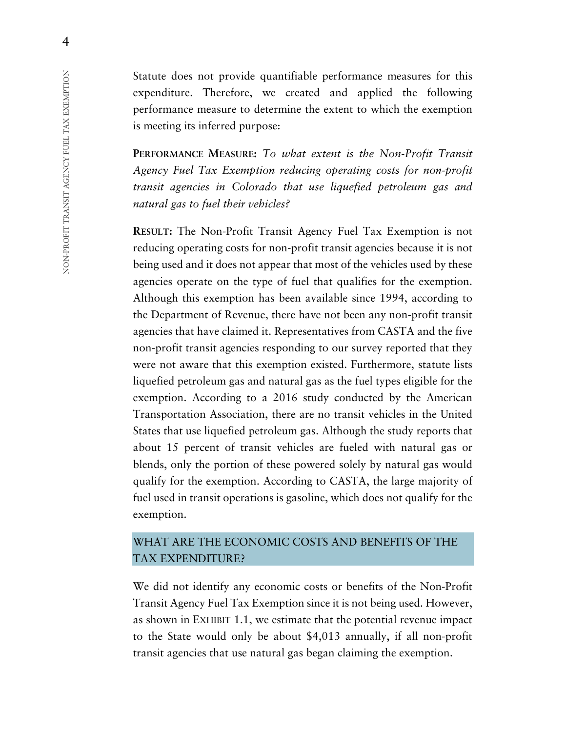Statute does not provide quantifiable performance measures for this expenditure. Therefore, we created and applied the following performance measure to determine the extent to which the exemption is meeting its inferred purpose:

**PERFORMANCE MEASURE:** *To what extent is the Non-Profit Transit Agency Fuel Tax Exemption reducing operating costs for non-profit transit agencies in Colorado that use liquefied petroleum gas and natural gas to fuel their vehicles?*

**RESULT:** The Non-Profit Transit Agency Fuel Tax Exemption is not reducing operating costs for non-profit transit agencies because it is not being used and it does not appear that most of the vehicles used by these agencies operate on the type of fuel that qualifies for the exemption. Although this exemption has been available since 1994, according to the Department of Revenue, there have not been any non-profit transit agencies that have claimed it. Representatives from CASTA and the five non-profit transit agencies responding to our survey reported that they were not aware that this exemption existed. Furthermore, statute lists liquefied petroleum gas and natural gas as the fuel types eligible for the exemption. According to a 2016 study conducted by the American Transportation Association, there are no transit vehicles in the United States that use liquefied petroleum gas. Although the study reports that about 15 percent of transit vehicles are fueled with natural gas or blends, only the portion of these powered solely by natural gas would qualify for the exemption. According to CASTA, the large majority of fuel used in transit operations is gasoline, which does not qualify for the exemption.

## WHAT ARE THE ECONOMIC COSTS AND BENEFITS OF THE TAX EXPENDITURE?

We did not identify any economic costs or benefits of the Non-Profit Transit Agency Fuel Tax Exemption since it is not being used. However, as shown in EXHIBIT 1.1, we estimate that the potential revenue impact to the State would only be about $4,013 annually, if all non-profit transit agencies that use natural gas began claiming the exemption.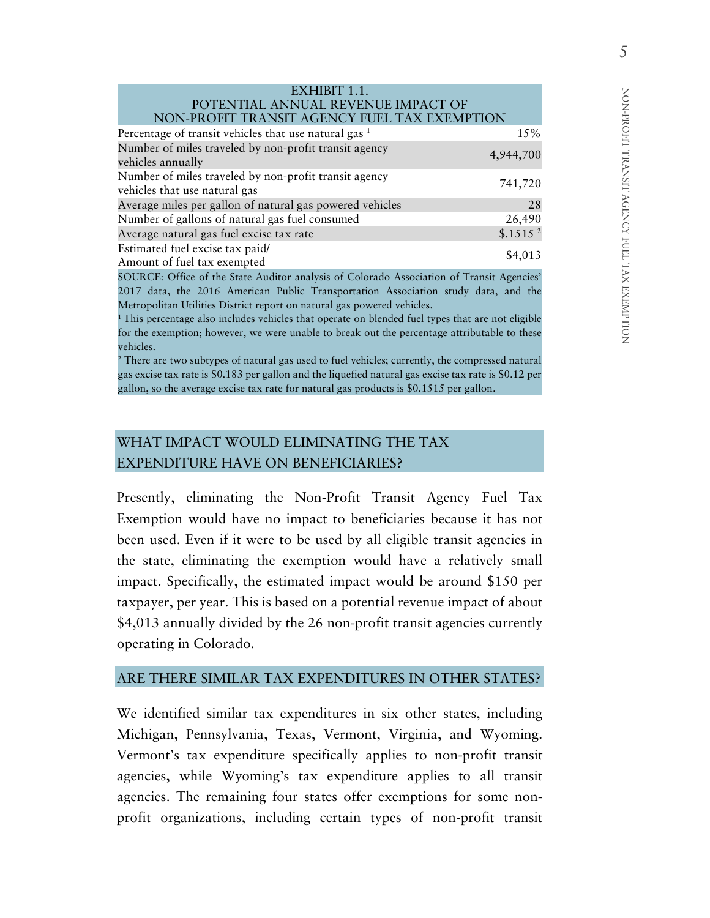**EXHIBIT 1.1.
POTENTIAL ANNUAL REVENUE IMPACT OF
NON-PROFIT TRANSIT AGENCY FUEL TAX EXEMPTION**

| | |
|---|---|
| Percentage of transit vehicles that use natural gas [1] | 15% |
| Number of miles traveled by non-profit transit agency vehicles annually | 4,944,700 |
| Number of miles traveled by non-profit transit agency vehicles that use natural gas | 741,720 |
| Average miles per gallon of natural gas powered vehicles | 28 |
| Number of gallons of natural gas fuel consumed | 26,490 |
| Average natural gas fuel excise tax rate | $.1515 [2] |
| Estimated fuel excise tax paid/ Amount of fuel tax exempted | $4,013 |

SOURCE: Office of the State Auditor analysis of Colorado Association of Transit Agencies' 2017 data, the 2016 American Public Transportation Association study data, and the Metropolitan Utilities District report on natural gas powered vehicles.

[1] This percentage also includes vehicles that operate on blended fuel types that are not eligible for the exemption; however, we were unable to break out the percentage attributable to these vehicles.

[2] There are two subtypes of natural gas used to fuel vehicles; currently, the compressed natural gas excise tax rate is $0.183 per gallon and the liquefied natural gas excise tax rate is $0.12 per gallon, so the average excise tax rate for natural gas products is $0.1515 per gallon.

## WHAT IMPACT WOULD ELIMINATING THE TAX EXPENDITURE HAVE ON BENEFICIARIES?

Presently, eliminating the Non-Profit Transit Agency Fuel Tax Exemption would have no impact to beneficiaries because it has not been used. Even if it were to be used by all eligible transit agencies in the state, eliminating the exemption would have a relatively small impact. Specifically, the estimated impact would be around $150 per taxpayer, per year. This is based on a potential revenue impact of about $4,013 annually divided by the 26 non-profit transit agencies currently operating in Colorado.

## ARE THERE SIMILAR TAX EXPENDITURES IN OTHER STATES?

We identified similar tax expenditures in six other states, including Michigan, Pennsylvania, Texas, Vermont, Virginia, and Wyoming. Vermont's tax expenditure specifically applies to non-profit transit agencies, while Wyoming's tax expenditure applies to all transit agencies. The remaining four states offer exemptions for some non-profit organizations, including certain types of non-profit transit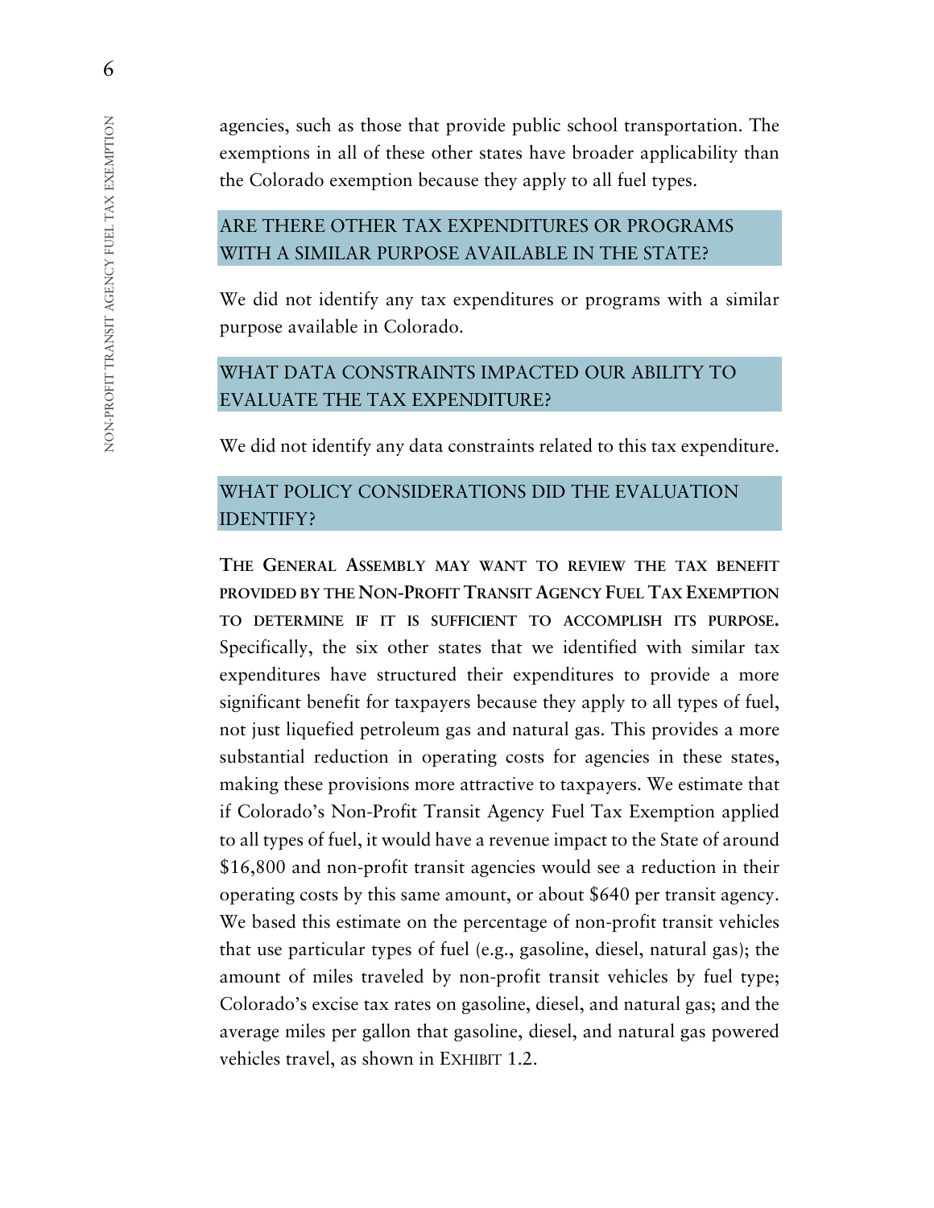agencies, such as those that provide public school transportation. The exemptions in all of these other states have broader applicability than the Colorado exemption because they apply to all fuel types.

## ARE THERE OTHER TAX EXPENDITURES OR PROGRAMS WITH A SIMILAR PURPOSE AVAILABLE IN THE STATE?

We did not identify any tax expenditures or programs with a similar purpose available in Colorado.

## WHAT DATA CONSTRAINTS IMPACTED OUR ABILITY TO EVALUATE THE TAX EXPENDITURE?

We did not identify any data constraints related to this tax expenditure.

## WHAT POLICY CONSIDERATIONS DID THE EVALUATION IDENTIFY?

**THE GENERAL ASSEMBLY MAY WANT TO REVIEW THE TAX BENEFIT PROVIDED BY THE NON-PROFIT TRANSIT AGENCY FUEL TAX EXEMPTION TO DETERMINE IF IT IS SUFFICIENT TO ACCOMPLISH ITS PURPOSE.** Specifically, the six other states that we identified with similar tax expenditures have structured their expenditures to provide a more significant benefit for taxpayers because they apply to all types of fuel, not just liquefied petroleum gas and natural gas. This provides a more substantial reduction in operating costs for agencies in these states, making these provisions more attractive to taxpayers. We estimate that if Colorado's Non-Profit Transit Agency Fuel Tax Exemption applied to all types of fuel, it would have a revenue impact to the State of around $16,800 and non-profit transit agencies would see a reduction in their operating costs by this same amount, or about $640 per transit agency. We based this estimate on the percentage of non-profit transit vehicles that use particular types of fuel (e.g., gasoline, diesel, natural gas); the amount of miles traveled by non-profit transit vehicles by fuel type; Colorado's excise tax rates on gasoline, diesel, and natural gas; and the average miles per gallon that gasoline, diesel, and natural gas powered vehicles travel, as shown in EXHIBIT 1.2.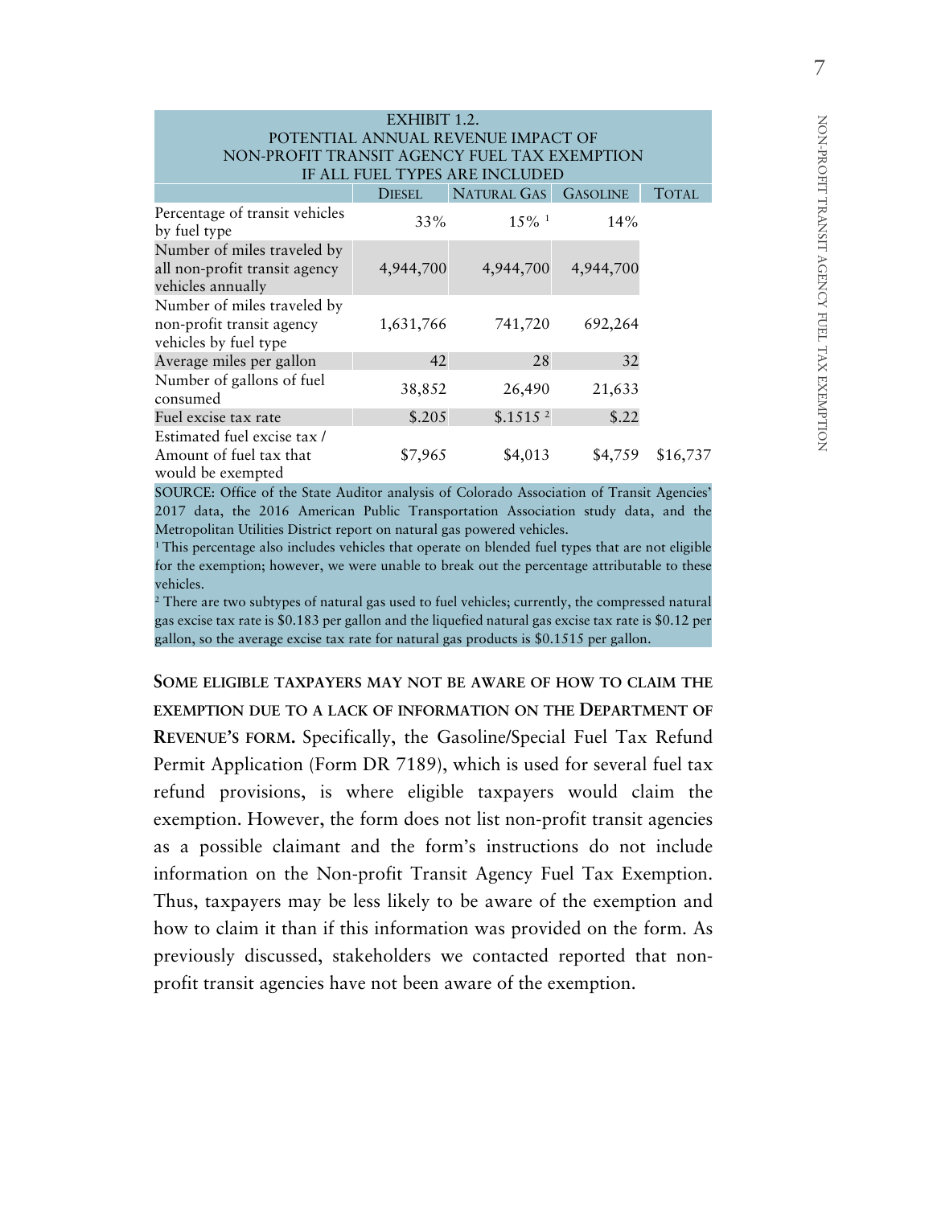EXHIBIT 1.2.
POTENTIAL ANNUAL REVENUE IMPACT OF
NON-PROFIT TRANSIT AGENCY FUEL TAX EXEMPTION
IF ALL FUEL TYPES ARE INCLUDED

| | DIESEL | NATURAL GAS | GASOLINE | TOTAL |
|---|---|---|---|---|
| Percentage of transit vehicles by fuel type | 33% | 15% [1] | 14% | |
| Number of miles traveled by all non-profit transit agency vehicles annually | 4,944,700 | 4,944,700 | 4,944,700 | |
| Number of miles traveled by non-profit transit agency vehicles by fuel type | 1,631,766 | 741,720 | 692,264 | |
| Average miles per gallon | 42 | 28 | 32 | |
| Number of gallons of fuel consumed | 38,852 | 26,490 | 21,633 | |
| Fuel excise tax rate | $.205 | $.1515 [2] | $.22 | |
| Estimated fuel excise tax / Amount of fuel tax that would be exempted | $7,965 | $4,013 | $4,759 | $16,737 |

SOURCE: Office of the State Auditor analysis of Colorado Association of Transit Agencies' 2017 data, the 2016 American Public Transportation Association study data, and the Metropolitan Utilities District report on natural gas powered vehicles.

[1] This percentage also includes vehicles that operate on blended fuel types that are not eligible for the exemption; however, we were unable to break out the percentage attributable to these vehicles.

[2] There are two subtypes of natural gas used to fuel vehicles; currently, the compressed natural gas excise tax rate is $0.183 per gallon and the liquefied natural gas excise tax rate is $0.12 per gallon, so the average excise tax rate for natural gas products is $0.1515 per gallon.

**SOME ELIGIBLE TAXPAYERS MAY NOT BE AWARE OF HOW TO CLAIM THE EXEMPTION DUE TO A LACK OF INFORMATION ON THE DEPARTMENT OF REVENUE'S FORM.** Specifically, the Gasoline/Special Fuel Tax Refund Permit Application (Form DR 7189), which is used for several fuel tax refund provisions, is where eligible taxpayers would claim the exemption. However, the form does not list non-profit transit agencies as a possible claimant and the form's instructions do not include information on the Non-profit Transit Agency Fuel Tax Exemption. Thus, taxpayers may be less likely to be aware of the exemption and how to claim it than if this information was provided on the form. As previously discussed, stakeholders we contacted reported that non-profit transit agencies have not been aware of the exemption.